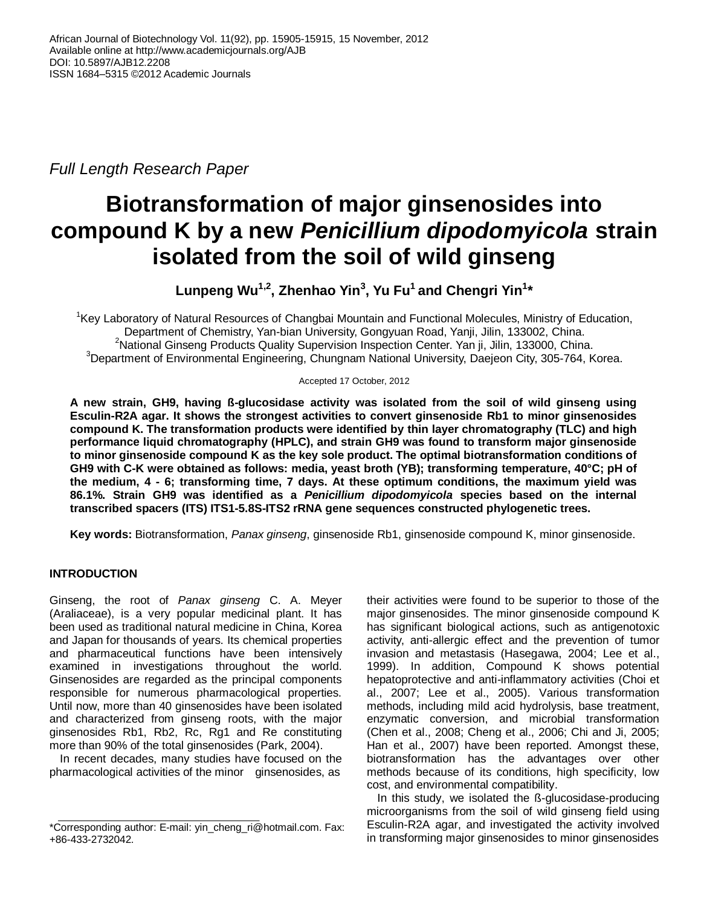African Journal of Biotechnology Vol. 11(92), pp. 15905-15915, 15 November, 2012
Available online at http://www.academicjournals.org/AJB
DOI: 10.5897/AJB12.2208
ISSN 1684–5315 ©2012 Academic Journals

*Full Length Research Paper*

# Biotransformation of major ginsenosides into compound K by a new *Penicillium dipodomyicola* strain isolated from the soil of wild ginseng

**Lunpeng Wu[1,2], Zhenhao Yin[3], Yu Fu[1] and Chengri Yin[1]\***

[1]Key Laboratory of Natural Resources of Changbai Mountain and Functional Molecules, Ministry of Education, Department of Chemistry, Yan-bian University, Gongyuan Road, Yanji, Jilin, 133002, China.
[2]National Ginseng Products Quality Supervision Inspection Center. Yan ji, Jilin, 133000, China.
[3]Department of Environmental Engineering, Chungnam National University, Daejeon City, 305-764, Korea.

Accepted 17 October, 2012

**A new strain, GH9, having ß-glucosidase activity was isolated from the soil of wild ginseng using Esculin-R2A agar. It shows the strongest activities to convert ginsenoside Rb1 to minor ginsenosides compound K. The transformation products were identified by thin layer chromatography (TLC) and high performance liquid chromatography (HPLC), and strain GH9 was found to transform major ginsenoside to minor ginsenoside compound K as the key sole product. The optimal biotransformation conditions of GH9 with C-K were obtained as follows: media, yeast broth (YB); transforming temperature, 40°C; pH of the medium, 4 - 6; transforming time, 7 days. At these optimum conditions, the maximum yield was 86.1%. Strain GH9 was identified as a *Penicillium dipodomyicola* species based on the internal transcribed spacers (ITS) ITS1-5.8S-ITS2 rRNA gene sequences constructed phylogenetic trees.**

**Key words:** Biotransformation, *Panax ginseng*, ginsenoside Rb1, ginsenoside compound K, minor ginsenoside.

## INTRODUCTION

Ginseng, the root of *Panax ginseng* C. A. Meyer (Araliaceae), is a very popular medicinal plant. It has been used as traditional natural medicine in China, Korea and Japan for thousands of years. Its chemical properties and pharmaceutical functions have been intensively examined in investigations throughout the world. Ginsenosides are regarded as the principal components responsible for numerous pharmacological properties. Until now, more than 40 ginsenosides have been isolated and characterized from ginseng roots, with the major ginsenosides Rb1, Rb2, Rc, Rg1 and Re constituting more than 90% of the total ginsenosides (Park, 2004).

In recent decades, many studies have focused on the pharmacological activities of the minor ginsenosides, as their activities were found to be superior to those of the major ginsenosides. The minor ginsenoside compound K has significant biological actions, such as antigenotoxic activity, anti-allergic effect and the prevention of tumor invasion and metastasis (Hasegawa, 2004; Lee et al., 1999). In addition, Compound K shows potential hepatoprotective and anti-inflammatory activities (Choi et al., 2007; Lee et al., 2005). Various transformation methods, including mild acid hydrolysis, base treatment, enzymatic conversion, and microbial transformation (Chen et al., 2008; Cheng et al., 2006; Chi and Ji, 2005; Han et al., 2007) have been reported. Amongst these, biotransformation has the advantages over other methods because of its conditions, high specificity, low cost, and environmental compatibility.

In this study, we isolated the ß-glucosidase-producing microorganisms from the soil of wild ginseng field using Esculin-R2A agar, and investigated the activity involved in transforming major ginsenosides to minor ginsenosides

\*Corresponding author: E-mail: yin_cheng_ri@hotmail.com. Fax: +86-433-2732042.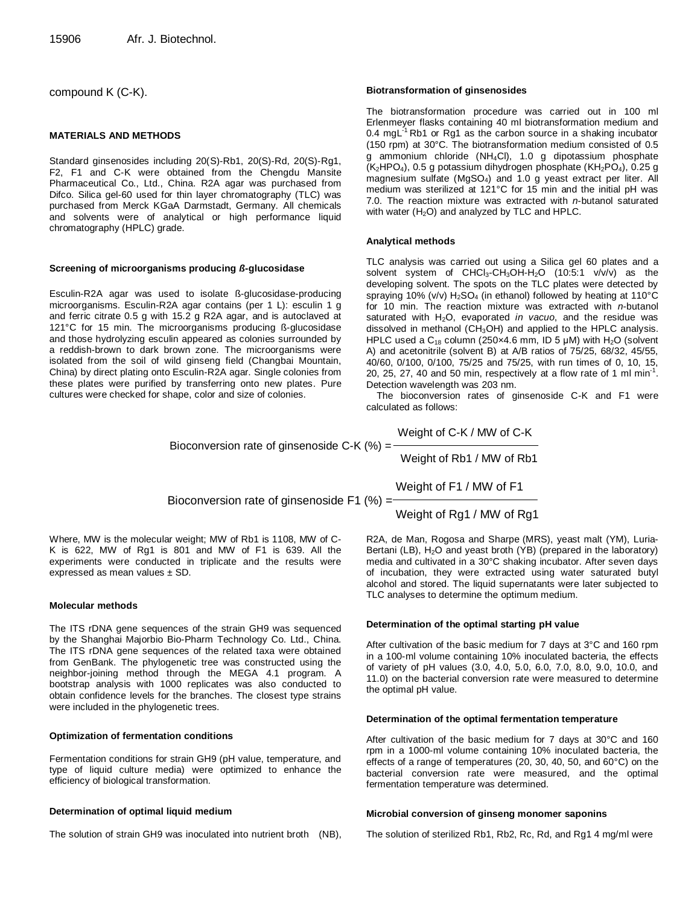compound K (C-K).

## MATERIALS AND METHODS

Standard ginsenosides including 20(S)-Rb1, 20(S)-Rd, 20(S)-Rg1, F2, F1 and C-K were obtained from the Chengdu Mansite Pharmaceutical Co., Ltd., China. R2A agar was purchased from Difco. Silica gel-60 used for thin layer chromatography (TLC) was purchased from Merck KGaA Darmstadt, Germany. All chemicals and solvents were of analytical or high performance liquid chromatography (HPLC) grade.

### Screening of microorganisms producing ß-glucosidase

Esculin-R2A agar was used to isolate ß-glucosidase-producing microorganisms. Esculin-R2A agar contains (per 1 L): esculin 1 g and ferric citrate 0.5 g with 15.2 g R2A agar, and is autoclaved at 121°C for 15 min. The microorganisms producing ß-glucosidase and those hydrolyzing esculin appeared as colonies surrounded by a reddish-brown to dark brown zone. The microorganisms were isolated from the soil of wild ginseng field (Changbai Mountain, China) by direct plating onto Esculin-R2A agar. Single colonies from these plates were purified by transferring onto new plates. Pure cultures were checked for shape, color and size of colonies.

### Biotransformation of ginsenosides

The biotransformation procedure was carried out in 100 ml Erlenmeyer flasks containing 40 ml biotransformation medium and 0.4 $mgL^{-1}$ Rb1 or Rg1 as the carbon source in a shaking incubator (150 rpm) at 30°C. The biotransformation medium consisted of 0.5 g ammonium chloride ($NH_4Cl$), 1.0 g dipotassium phosphate ($K_2HPO_4$), 0.5 g potassium dihydrogen phosphate ($KH_2PO_4$), 0.25 g magnesium sulfate ($MgSO_4$) and 1.0 g yeast extract per liter. All medium was sterilized at 121°C for 15 min and the initial pH was 7.0. The reaction mixture was extracted with *n*-butanol saturated with water ($H_2O$) and analyzed by TLC and HPLC.

### Analytical methods

TLC analysis was carried out using a Silica gel 60 plates and a solvent system of $CHCl_3$-$CH_3OH$-$H_2O$ (10:5:1 v/v/v) as the developing solvent. The spots on the TLC plates were detected by spraying 10% (v/v) $H_2SO_4$ (in ethanol) followed by heating at 110°C for 10 min. The reaction mixture was extracted with *n*-butanol saturated with $H_2O$, evaporated *in vacuo*, and the residue was dissolved in methanol ($CH_3OH$) and applied to the HPLC analysis. HPLC used a $C_{18}$ column (250×4.6 mm, ID 5 µM) with $H_2O$ (solvent A) and acetonitrile (solvent B) at A/B ratios of 75/25, 68/32, 45/55, 40/60, 0/100, 0/100, 75/25 and 75/25, with run times of 0, 10, 15, 20, 25, 27, 40 and 50 min, respectively at a flow rate of 1 ml $min^{-1}$. Detection wavelength was 203 nm.

The bioconversion rates of ginsenoside C-K and F1 were calculated as follows:

$$\text{Bioconversion rate of ginsenoside C-K (\%)} = \frac{\text{Weight of C-K / MW of C-K}}{\text{Weight of Rb1 / MW of Rb1}}$$

$$\text{Bioconversion rate of ginsenoside F1 (\%)} = \frac{\text{Weight of F1 / MW of F1}}{\text{Weight of Rg1 / MW of Rg1}}$$

Where, MW is the molecular weight; MW of Rb1 is 1108, MW of C-K is 622, MW of Rg1 is 801 and MW of F1 is 639. All the experiments were conducted in triplicate and the results were expressed as mean values ± SD.

### Molecular methods

The ITS rDNA gene sequences of the strain GH9 was sequenced by the Shanghai Majorbio Bio-Pharm Technology Co. Ltd., China. The ITS rDNA gene sequences of the related taxa were obtained from GenBank. The phylogenetic tree was constructed using the neighbor-joining method through the MEGA 4.1 program. A bootstrap analysis with 1000 replicates was also conducted to obtain confidence levels for the branches. The closest type strains were included in the phylogenetic trees.

### Optimization of fermentation conditions

Fermentation conditions for strain GH9 (pH value, temperature, and type of liquid culture media) were optimized to enhance the efficiency of biological transformation.

### Determination of optimal liquid medium

The solution of strain GH9 was inoculated into nutrient broth (NB), R2A, de Man, Rogosa and Sharpe (MRS), yeast malt (YM), Luria-Bertani (LB), $H_2O$ and yeast broth (YB) (prepared in the laboratory) media and cultivated in a 30°C shaking incubator. After seven days of incubation, they were extracted using water saturated butyl alcohol and stored. The liquid supernatants were later subjected to TLC analyses to determine the optimum medium.

### Determination of the optimal starting pH value

After cultivation of the basic medium for 7 days at 3°C and 160 rpm in a 100-ml volume containing 10% inoculated bacteria, the effects of variety of pH values (3.0, 4.0, 5.0, 6.0, 7.0, 8.0, 9.0, 10.0, and 11.0) on the bacterial conversion rate were measured to determine the optimal pH value.

### Determination of the optimal fermentation temperature

After cultivation of the basic medium for 7 days at 30°C and 160 rpm in a 1000-ml volume containing 10% inoculated bacteria, the effects of a range of temperatures (20, 30, 40, 50, and 60°C) on the bacterial conversion rate were measured, and the optimal fermentation temperature was determined.

### Microbial conversion of ginseng monomer saponins

The solution of sterilized Rb1, Rb2, Rc, Rd, and Rg1 4 mg/ml were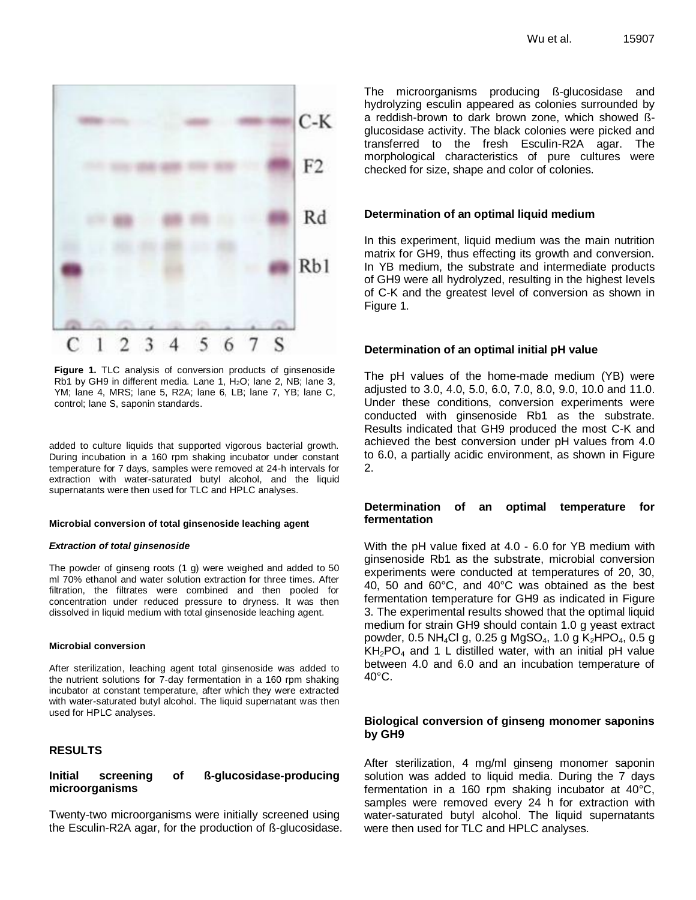Figure 1. TLC analysis of conversion products of ginsenoside Rb1 by GH9 in different media. Lane 1, $H_2O$; lane 2, NB; lane 3, YM; lane 4, MRS; lane 5, R2A; lane 6, LB; lane 7, YB; lane C, control; lane S, saponin standards.

added to culture liquids that supported vigorous bacterial growth. During incubation in a 160 rpm shaking incubator under constant temperature for 7 days, samples were removed at 24-h intervals for extraction with water-saturated butyl alcohol, and the liquid supernatants were then used for TLC and HPLC analyses.

#### Microbial conversion of total ginsenoside leaching agent

##### *Extraction of total ginsenoside*

The powder of ginseng roots (1 g) were weighed and added to 50 ml 70% ethanol and water solution extraction for three times. After filtration, the filtrates were combined and then pooled for concentration under reduced pressure to dryness. It was then dissolved in liquid medium with total ginsenoside leaching agent.

#### Microbial conversion

After sterilization, leaching agent total ginsenoside was added to the nutrient solutions for 7-day fermentation in a 160 rpm shaking incubator at constant temperature, after which they were extracted with water-saturated butyl alcohol. The liquid supernatant was then used for HPLC analyses.

## RESULTS

### Initial screening of ß-glucosidase-producing microorganisms

Twenty-two microorganisms were initially screened using the Esculin-R2A agar, for the production of ß-glucosidase. The microorganisms producing ß-glucosidase and hydrolyzing esculin appeared as colonies surrounded by a reddish-brown to dark brown zone, which showed ß-glucosidase activity. The black colonies were picked and transferred to the fresh Esculin-R2A agar. The morphological characteristics of pure cultures were checked for size, shape and color of colonies.

### Determination of an optimal liquid medium

In this experiment, liquid medium was the main nutrition matrix for GH9, thus effecting its growth and conversion. In YB medium, the substrate and intermediate products of GH9 were all hydrolyzed, resulting in the highest levels of C-K and the greatest level of conversion as shown in Figure 1.

### Determination of an optimal initial pH value

The pH values of the home-made medium (YB) were adjusted to 3.0, 4.0, 5.0, 6.0, 7.0, 8.0, 9.0, 10.0 and 11.0. Under these conditions, conversion experiments were conducted with ginsenoside Rb1 as the substrate. Results indicated that GH9 produced the most C-K and achieved the best conversion under pH values from 4.0 to 6.0, a partially acidic environment, as shown in Figure 2.

### Determination of an optimal temperature for fermentation

With the pH value fixed at 4.0 - 6.0 for YB medium with ginsenoside Rb1 as the substrate, microbial conversion experiments were conducted at temperatures of 20, 30, 40, 50 and 60°C, and 40°C was obtained as the best fermentation temperature for GH9 as indicated in Figure 3. The experimental results showed that the optimal liquid medium for strain GH9 should contain 1.0 g yeast extract powder, 0.5 $NH_4Cl$ g, 0.25 g $MgSO_4$, 1.0 g $K_2HPO_4$, 0.5 g $KH_2PO_4$ and 1 L distilled water, with an initial pH value between 4.0 and 6.0 and an incubation temperature of 40°C.

### Biological conversion of ginseng monomer saponins by GH9

After sterilization, 4 mg/ml ginseng monomer saponin solution was added to liquid media. During the 7 days fermentation in a 160 rpm shaking incubator at 40°C, samples were removed every 24 h for extraction with water-saturated butyl alcohol. The liquid supernatants were then used for TLC and HPLC analyses.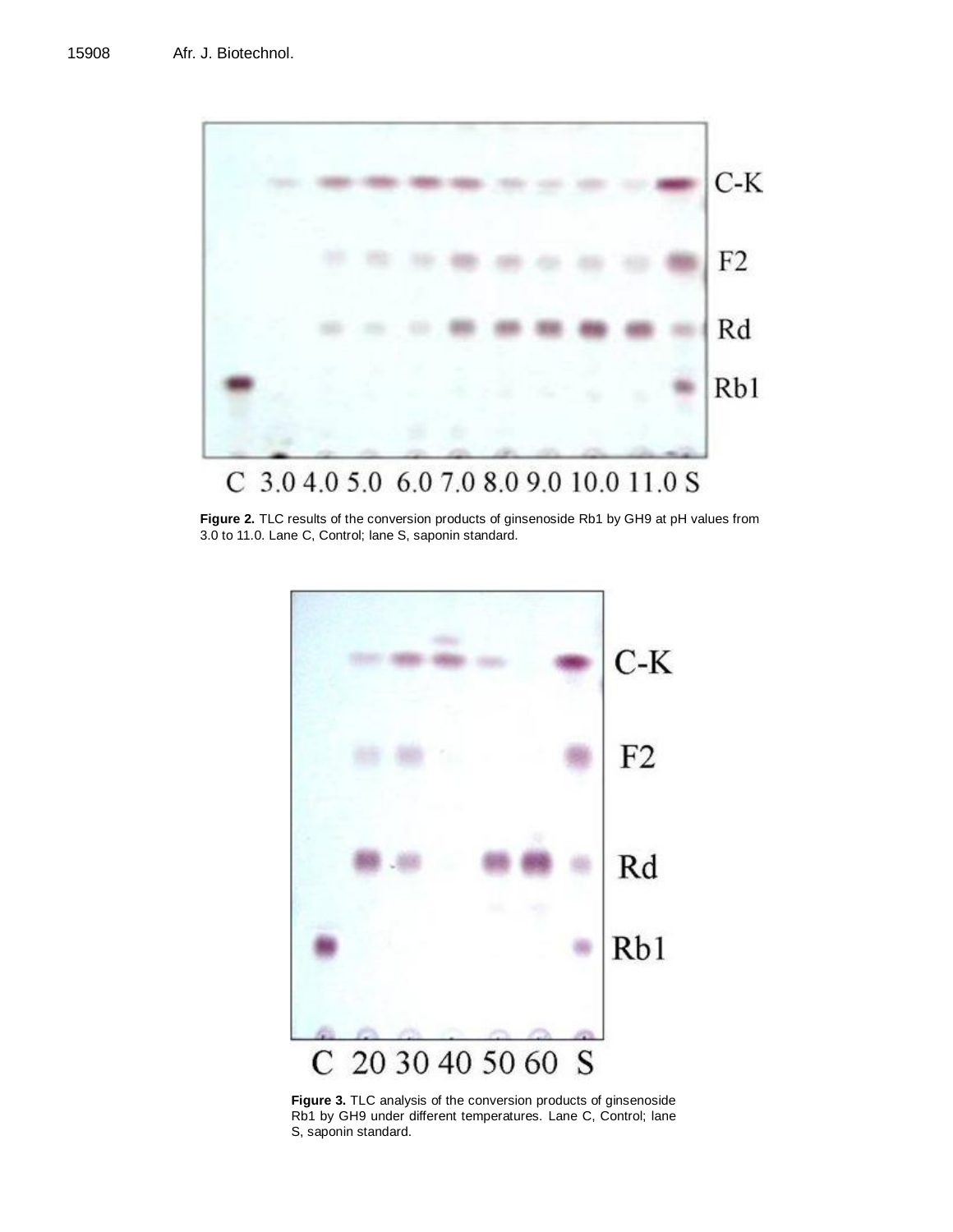**Figure 2.** TLC results of the conversion products of ginsenoside Rb1 by GH9 at pH values from 3.0 to 11.0. Lane C, Control; lane S, saponin standard.

**Figure 3.** TLC analysis of the conversion products of ginsenoside Rb1 by GH9 under different temperatures. Lane C, Control; lane S, saponin standard.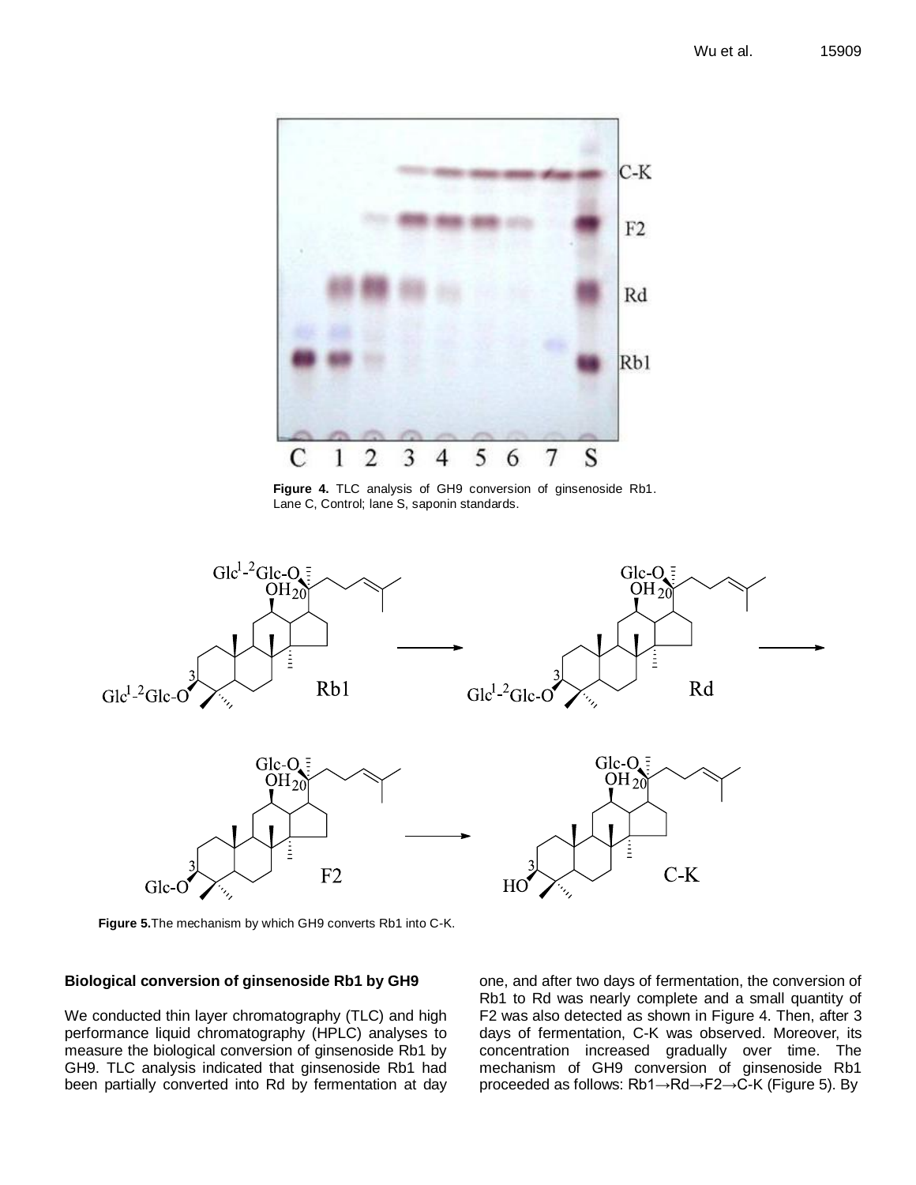Figure 4. TLC analysis of GH9 conversion of ginsenoside Rb1. Lane C, Control; lane S, saponin standards.

Figure 5. The mechanism by which GH9 converts Rb1 into C-K.

### Biological conversion of ginsenoside Rb1 by GH9

We conducted thin layer chromatography (TLC) and high performance liquid chromatography (HPLC) analyses to measure the biological conversion of ginsenoside Rb1 by GH9. TLC analysis indicated that ginsenoside Rb1 had been partially converted into Rd by fermentation at day one, and after two days of fermentation, the conversion of Rb1 to Rd was nearly complete and a small quantity of F2 was also detected as shown in Figure 4. Then, after 3 days of fermentation, C-K was observed. Moreover, its concentration increased gradually over time. The mechanism of GH9 conversion of ginsenoside Rb1 proceeded as follows: Rb1→Rd→F2→C-K (Figure 5). By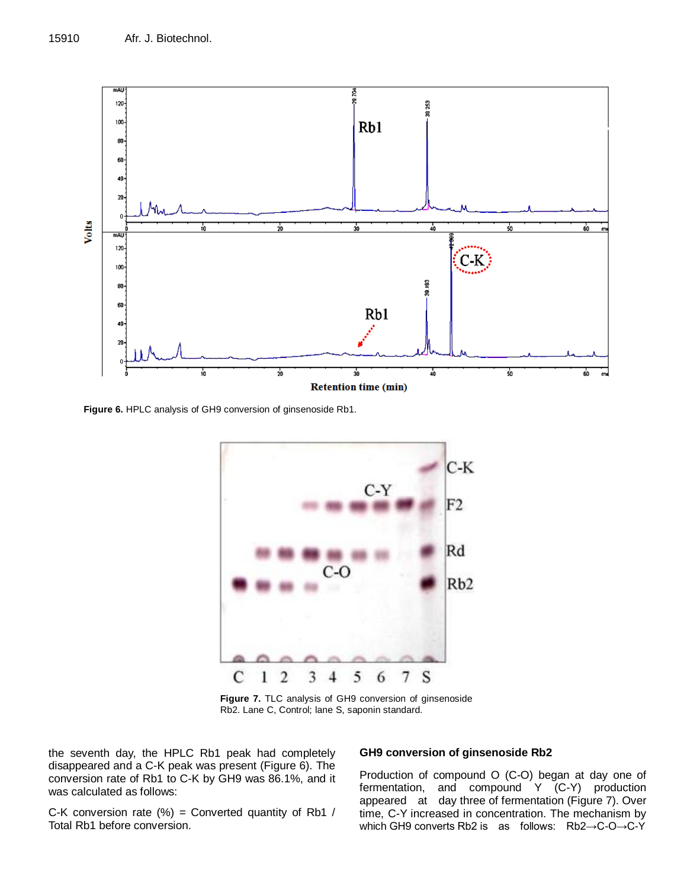**Figure 6.** HPLC analysis of GH9 conversion of ginsenoside Rb1.

**Figure 7.** TLC analysis of GH9 conversion of ginsenoside Rb2. Lane C, Control; lane S, saponin standard.

the seventh day, the HPLC Rb1 peak had completely disappeared and a C-K peak was present (Figure 6). The conversion rate of Rb1 to C-K by GH9 was 86.1%, and it was calculated as follows:

C-K conversion rate (%) = Converted quantity of Rb1 / Total Rb1 before conversion.

### GH9 conversion of ginsenoside Rb2

Production of compound O (C-O) began at day one of fermentation, and compound Y (C-Y) production appeared at day three of fermentation (Figure 7). Over time, C-Y increased in concentration. The mechanism by which GH9 converts Rb2 is as follows: Rb2→C-O→C-Y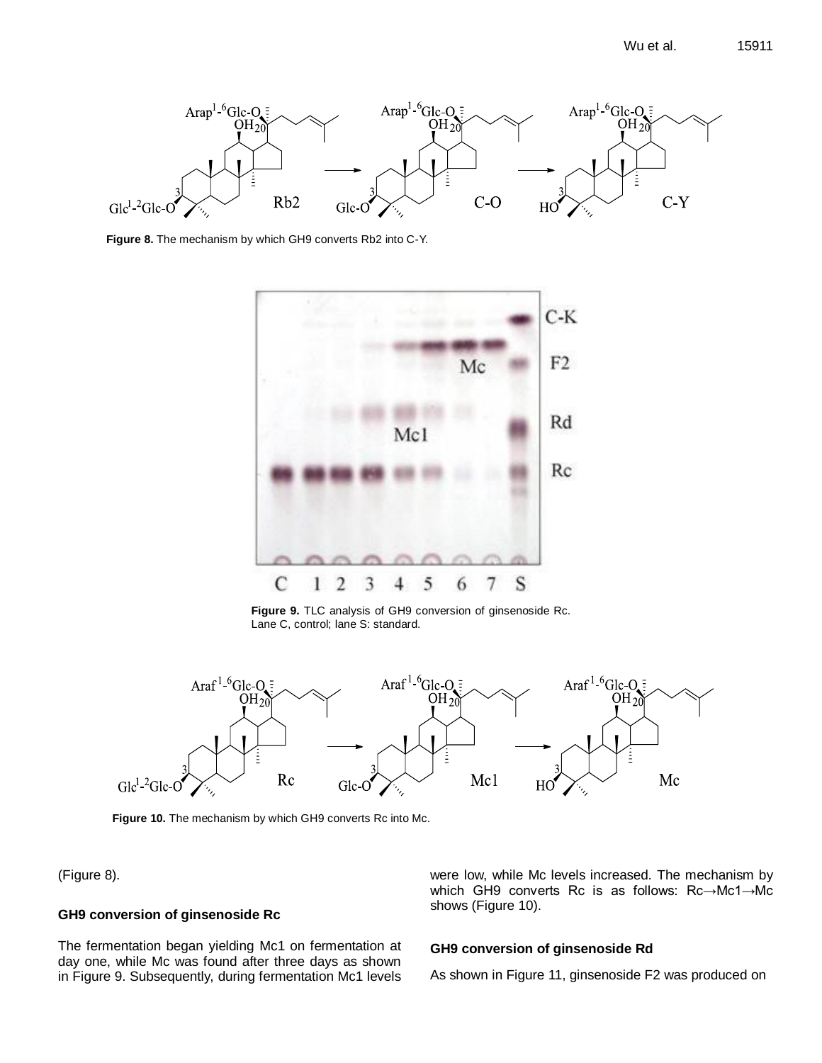**Figure 8.** The mechanism by which GH9 converts Rb2 into C-Y.

**Figure 9.** TLC analysis of GH9 conversion of ginsenoside Rc. Lane C, control; lane S: standard.

**Figure 10.** The mechanism by which GH9 converts Rc into Mc.

(Figure 8).

### GH9 conversion of ginsenoside Rc

The fermentation began yielding Mc1 on fermentation at day one, while Mc was found after three days as shown in Figure 9. Subsequently, during fermentation Mc1 levels were low, while Mc levels increased. The mechanism by which GH9 converts Rc is as follows: Rc→Mc1→Mc shows (Figure 10).

### GH9 conversion of ginsenoside Rd

As shown in Figure 11, ginsenoside F2 was produced on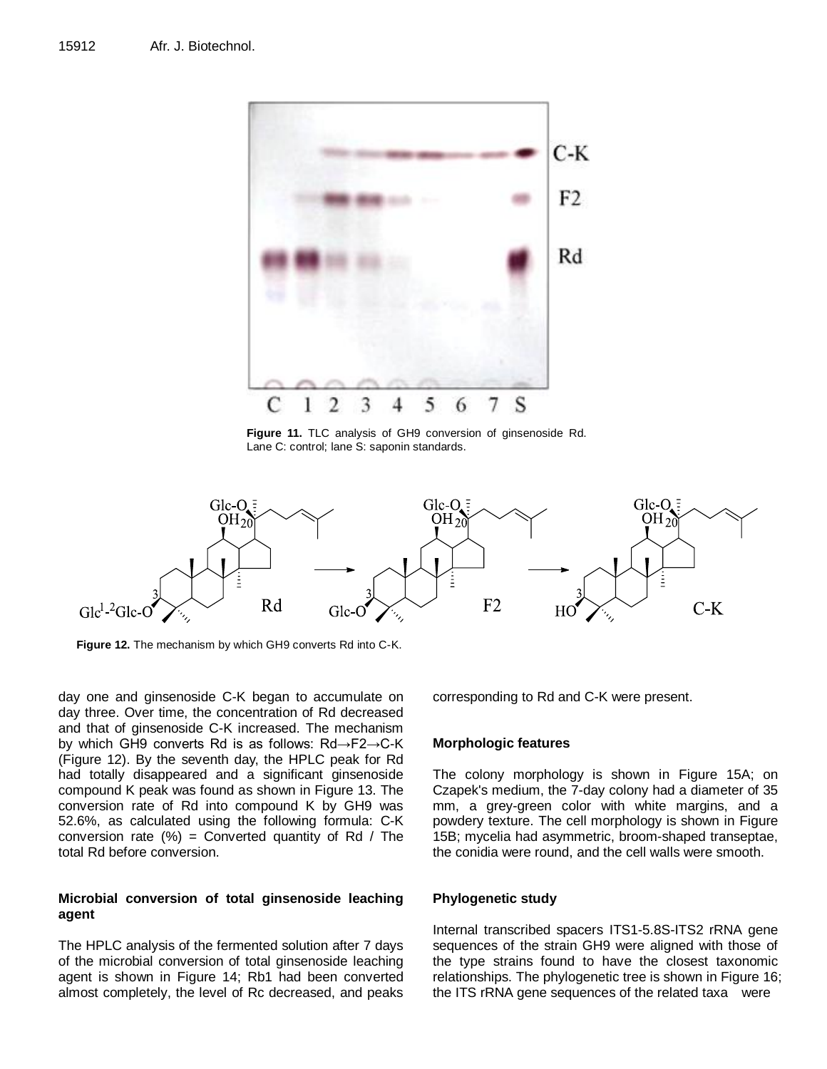Figure 11. TLC analysis of GH9 conversion of ginsenoside Rd. Lane C: control; lane S: saponin standards.

Figure 12. The mechanism by which GH9 converts Rd into C-K.

day one and ginsenoside C-K began to accumulate on day three. Over time, the concentration of Rd decreased and that of ginsenoside C-K increased. The mechanism by which GH9 converts Rd is as follows: Rd→F2→C-K (Figure 12). By the seventh day, the HPLC peak for Rd had totally disappeared and a significant ginsenoside compound K peak was found as shown in Figure 13. The conversion rate of Rd into compound K by GH9 was 52.6%, as calculated using the following formula: C-K conversion rate (%) = Converted quantity of Rd / The total Rd before conversion.

**Microbial conversion of total ginsenoside leaching agent**

The HPLC analysis of the fermented solution after 7 days of the microbial conversion of total ginsenoside leaching agent is shown in Figure 14; Rb1 had been converted almost completely, the level of Rc decreased, and peaks corresponding to Rd and C-K were present.

**Morphologic features**

The colony morphology is shown in Figure 15A; on Czapek's medium, the 7-day colony had a diameter of 35 mm, a grey-green color with white margins, and a powdery texture. The cell morphology is shown in Figure 15B; mycelia had asymmetric, broom-shaped transeptae, the conidia were round, and the cell walls were smooth.

**Phylogenetic study**

Internal transcribed spacers ITS1-5.8S-ITS2 rRNA gene sequences of the strain GH9 were aligned with those of the type strains found to have the closest taxonomic relationships. The phylogenetic tree is shown in Figure 16; the ITS rRNA gene sequences of the related taxa were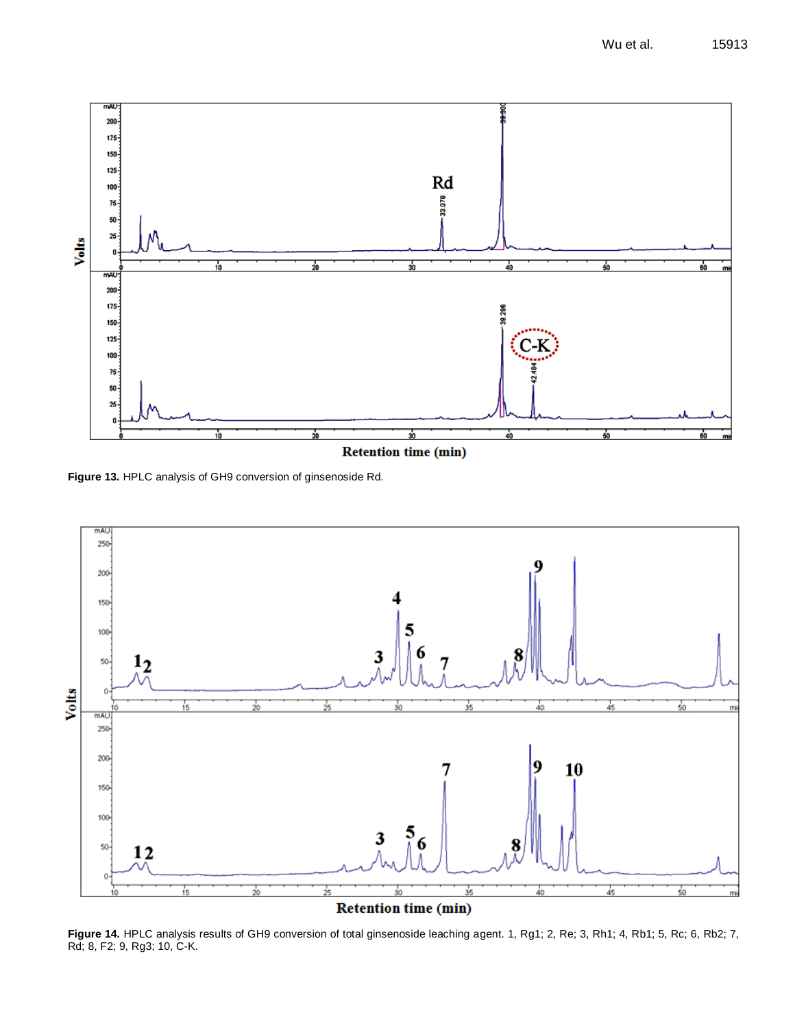**Figure 13.** HPLC analysis of GH9 conversion of ginsenoside Rd.

**Figure 14.** HPLC analysis results of GH9 conversion of total ginsenoside leaching agent. 1, Rg1; 2, Re; 3, Rh1; 4, Rb1; 5, Rc; 6, Rb2; 7, Rd; 8, F2; 9, Rg3; 10, C-K.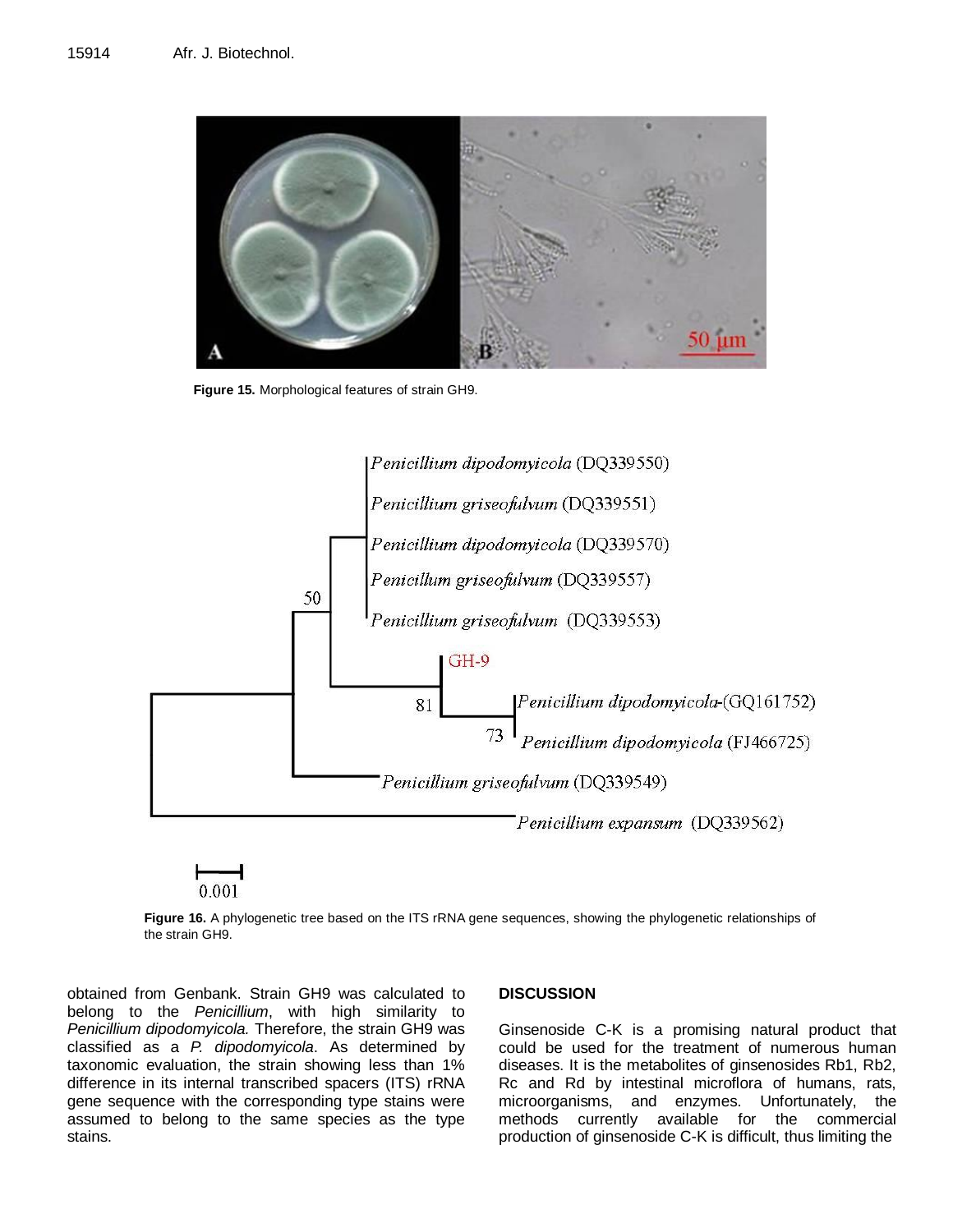Figure 15. Morphological features of strain GH9.

Figure 16. A phylogenetic tree based on the ITS rRNA gene sequences, showing the phylogenetic relationships of the strain GH9.

obtained from Genbank. Strain GH9 was calculated to belong to the *Penicillium*, with high similarity to *Penicillium dipodomyicola.* Therefore, the strain GH9 was classified as a *P. dipodomyicola*. As determined by taxonomic evaluation, the strain showing less than 1% difference in its internal transcribed spacers (ITS) rRNA gene sequence with the corresponding type stains were assumed to belong to the same species as the type stains.

## DISCUSSION

Ginsenoside C-K is a promising natural product that could be used for the treatment of numerous human diseases. It is the metabolites of ginsenosides Rb1, Rb2, Rc and Rd by intestinal microflora of humans, rats, microorganisms, and enzymes. Unfortunately, the methods currently available for the commercial production of ginsenoside C-K is difficult, thus limiting the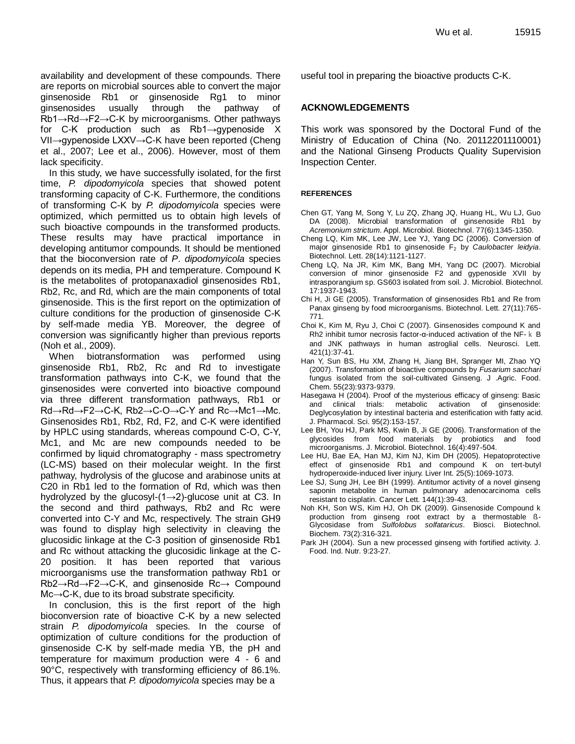availability and development of these compounds. There are reports on microbial sources able to convert the major ginsenoside Rb1 or ginsenoside Rg1 to minor ginsenosides usually through the pathway of Rb1→Rd→F2→C-K by microorganisms. Other pathways for C-K production such as Rb1→gypenoside X VII→gypenoside LXXV→C-K have been reported (Cheng et al., 2007; Lee et al., 2006). However, most of them lack specificity.

In this study, we have successfully isolated, for the first time, *P. dipodomyicola* species that showed potent transforming capacity of C-K. Furthermore, the conditions of transforming C-K by *P. dipodomyicola* species were optimized, which permitted us to obtain high levels of such bioactive compounds in the transformed products. These results may have practical importance in developing antitumor compounds. It should be mentioned that the bioconversion rate of *P. dipodomyicola* species depends on its media, PH and temperature. Compound K is the metabolites of protopanaxadiol ginsenosides Rb1, Rb2, Rc, and Rd, which are the main components of total ginsenoside. This is the first report on the optimization of culture conditions for the production of ginsenoside C-K by self-made media YB. Moreover, the degree of conversion was significantly higher than previous reports (Noh et al., 2009).

When biotransformation was performed using ginsenoside Rb1, Rb2, Rc and Rd to investigate transformation pathways into C-K, we found that the ginsenosides were converted into bioactive compound via three different transformation pathways, Rb1 or Rd→Rd→F2→C-K, Rb2→C-O→C-Y and Rc→Mc1→Mc. Ginsenosides Rb1, Rb2, Rd, F2, and C-K were identified by HPLC using standards, whereas compound C-O, C-Y, Mc1, and Mc are new compounds needed to be confirmed by liquid chromatography - mass spectrometry (LC-MS) based on their molecular weight. In the first pathway, hydrolysis of the glucose and arabinose units at C20 in Rb1 led to the formation of Rd, which was then hydrolyzed by the glucosyl-(1→2)-glucose unit at C3. In the second and third pathways, Rb2 and Rc were converted into C-Y and Mc, respectively. The strain GH9 was found to display high selectivity in cleaving the glucosidic linkage at the C-3 position of ginsenoside Rb1 and Rc without attacking the glucosidic linkage at the C-20 position. It has been reported that various microorganisms use the transformation pathway Rb1 or Rb2→Rd→F2→C-K, and ginsenoside Rc→ Compound Mc→C-K, due to its broad substrate specificity.

In conclusion, this is the first report of the high bioconversion rate of bioactive C-K by a new selected strain *P. dipodomyicola* species. In the course of optimization of culture conditions for the production of ginsenoside C-K by self-made media YB, the pH and temperature for maximum production were 4 - 6 and 90°C, respectively with transforming efficiency of 86.1%. Thus, it appears that *P. dipodomyicola* species may be a useful tool in preparing the bioactive products C-K.

## ACKNOWLEDGEMENTS

This work was sponsored by the Doctoral Fund of the Ministry of Education of China (No. 20112201110001) and the National Ginseng Products Quality Supervision Inspection Center.

## REFERENCES

Chen GT, Yang M, Song Y, Lu ZQ, Zhang JQ, Huang HL, Wu LJ, Guo DA (2008). Microbial transformation of ginsenoside Rb1 by *Acremonium strictum*. Appl. Microbiol. Biotechnol. 77(6):1345-1350.

Cheng LQ, Kim MK, Lee JW, Lee YJ, Yang DC (2006). Conversion of major ginsenoside Rb1 to ginsenoside $F_2$ by *Caulobacter leidyia*. Biotechnol. Lett. 28(14):1121-1127.

Cheng LQ, Na JR, Kim MK, Bang MH, Yang DC (2007). Microbial conversion of minor ginsenoside F2 and gypenoside XVII by intrasporangium sp. GS603 isolated from soil. J. Microbiol. Biotechnol. 17:1937-1943.

Chi H, Ji GE (2005). Transformation of ginsenosides Rb1 and Re from Panax ginseng by food microorganisms. Biotechnol. Lett. 27(11):765-771.

Choi K, Kim M, Ryu J, Choi C (2007). Ginsenosides compound K and Rh2 inhibit tumor necrosis factor-α-induced activation of the NF-κB and JNK pathways in human astroglial cells. Neurosci. Lett. 421(1):37-41.

Han Y, Sun BS, Hu XM, Zhang H, Jiang BH, Spranger MI, Zhao YQ (2007). Transformation of bioactive compounds by *Fusarium sacchari* fungus isolated from the soil-cultivated Ginseng. J .Agric. Food. Chem. 55(23):9373-9379.

Hasegawa H (2004). Proof of the mysterious efficacy of ginseng: Basic and clinical trials: metabolic activation of ginsenoside: Deglycosylation by intestinal bacteria and esterification with fatty acid. J. Pharmacol. Sci. 95(2):153-157.

Lee BH, You HJ, Park MS, Kwin B, Ji GE (2006). Transformation of the glycosides from food materials by probiotics and food microorganisms. J. Microbiol. Biotechnol. 16(4):497-504.

Lee HU, Bae EA, Han MJ, Kim NJ, Kim DH (2005). Hepatoprotective effect of ginsenoside Rb1 and compound K on tert-butyl hydroperoxide-induced liver injury. Liver Int. 25(5):1069-1073.

Lee SJ, Sung JH, Lee BH (1999). Antitumor activity of a novel ginseng saponin metabolite in human pulmonary adenocarcinoma cells resistant to cisplatin. Cancer Lett. 144(1):39-43.

Noh KH, Son WS, Kim HJ, Oh DK (2009). Ginsenoside Compound k production from ginseng root extract by a thermostable ß-Glycosidase from *Sulfolobus solfataricus*. Biosci. Biotechnol. Biochem. 73(2):316-321.

Park JH (2004). Sun a new processed ginseng with fortified activity. J. Food. Ind. Nutr. 9:23-27.